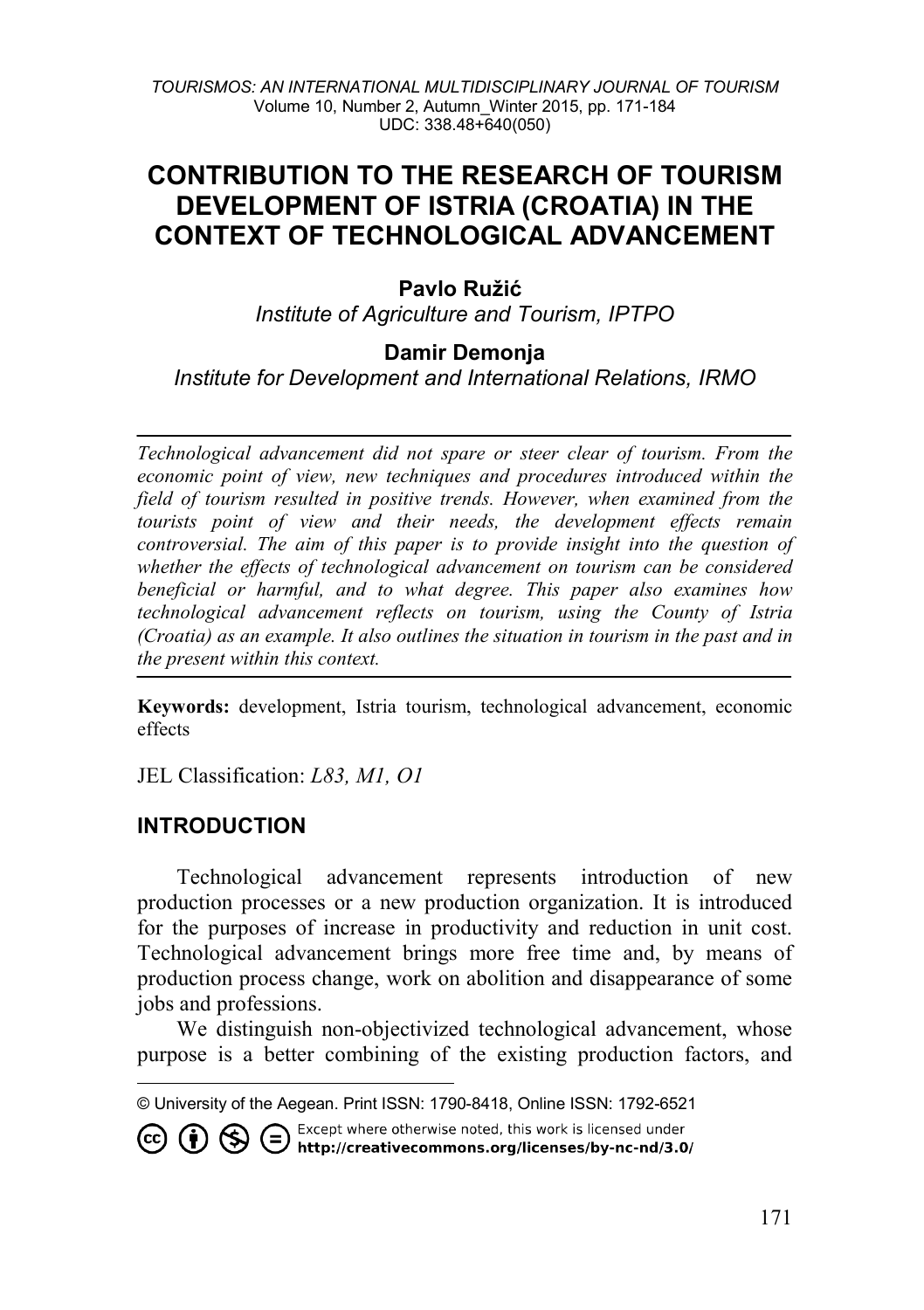# CONTRIBUTION TO THE RESEARCH OF TOURISM DEVELOPMENT OF ISTRIA (CROATIA) IN THE CONTEXT OF TECHNOLOGICAL ADVANCEMENT

**Pavlo Ružić**

*Institute of Agriculture and Tourism, IPTPO*

**Damir Demonja**

*Institute for Development and International Relations, IRMO*

---

*Technological advancement did not spare or steer clear of tourism. From the economic point of view, new techniques and procedures introduced within the field of tourism resulted in positive trends. However, when examined from the tourists point of view and their needs, the development effects remain controversial. The aim of this paper is to provide insight into the question of whether the effects of technological advancement on tourism can be considered beneficial or harmful, and to what degree. This paper also examines how technological advancement reflects on tourism, using the County of Istria (Croatia) as an example. It also outlines the situation in tourism in the past and in the present within this context.*

---

**Keywords:** development, Istria tourism, technological advancement, economic effects

JEL Classification: *L83, M1, O1*

## INTRODUCTION

Technological advancement represents introduction of new production processes or a new production organization. It is introduced for the purposes of increase in productivity and reduction in unit cost. Technological advancement brings more free time and, by means of production process change, work on abolition and disappearance of some jobs and professions.

We distinguish non-objectivized technological advancement, whose purpose is a better combining of the existing production factors, and

---

© University of the Aegean. Print ISSN: 1790-8418, Online ISSN: 1792-6521

Except where otherwise noted, this work is licensed under http://creativecommons.org/licenses/by-nc-nd/3.0/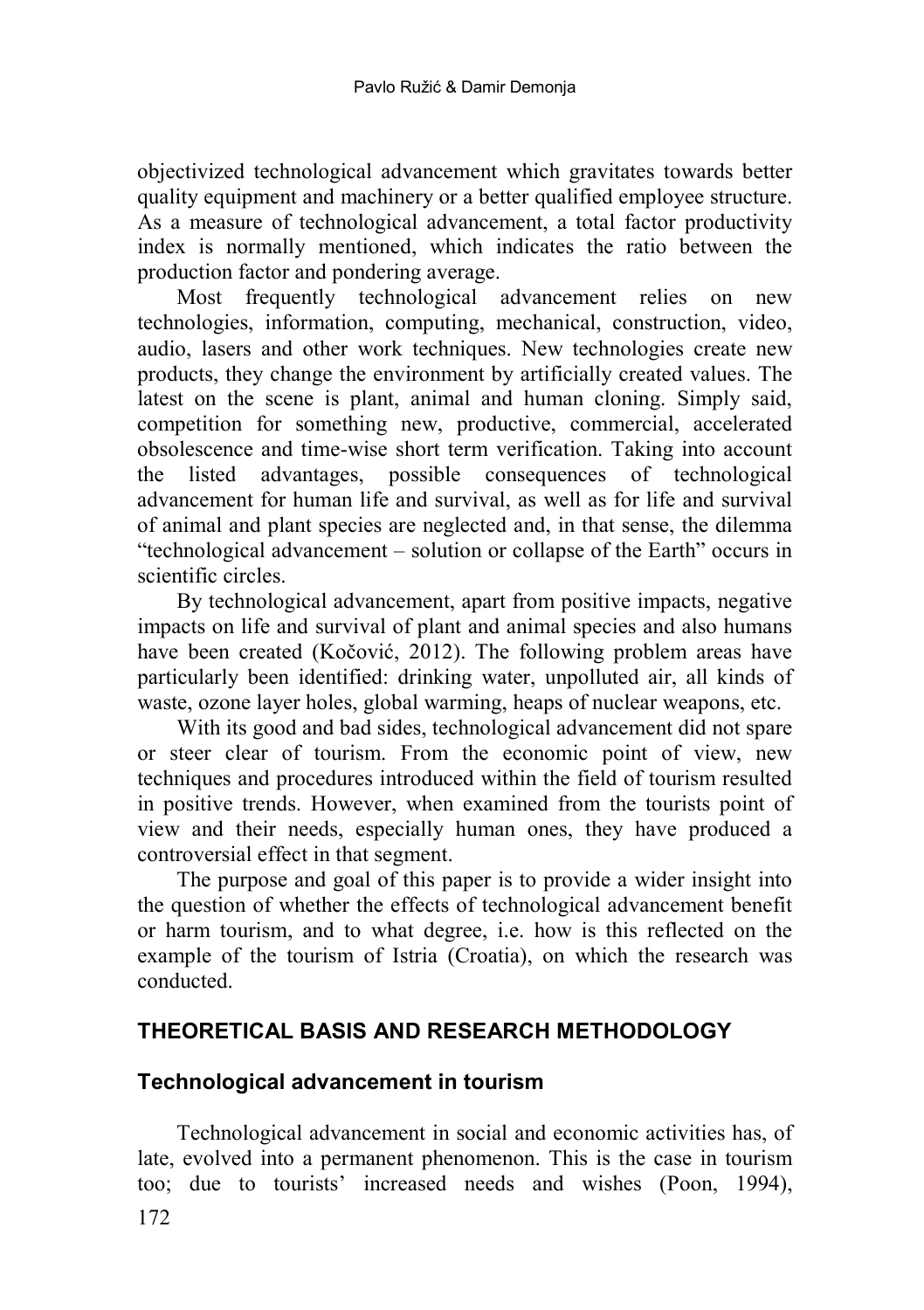objectivized technological advancement which gravitates towards better quality equipment and machinery or a better qualified employee structure. As a measure of technological advancement, a total factor productivity index is normally mentioned, which indicates the ratio between the production factor and pondering average.

Most frequently technological advancement relies on new technologies, information, computing, mechanical, construction, video, audio, lasers and other work techniques. New technologies create new products, they change the environment by artificially created values. The latest on the scene is plant, animal and human cloning. Simply said, competition for something new, productive, commercial, accelerated obsolescence and time-wise short term verification. Taking into account the listed advantages, possible consequences of technological advancement for human life and survival, as well as for life and survival of animal and plant species are neglected and, in that sense, the dilemma "technological advancement – solution or collapse of the Earth" occurs in scientific circles.

By technological advancement, apart from positive impacts, negative impacts on life and survival of plant and animal species and also humans have been created (Kočović, 2012). The following problem areas have particularly been identified: drinking water, unpolluted air, all kinds of waste, ozone layer holes, global warming, heaps of nuclear weapons, etc.

With its good and bad sides, technological advancement did not spare or steer clear of tourism. From the economic point of view, new techniques and procedures introduced within the field of tourism resulted in positive trends. However, when examined from the tourists point of view and their needs, especially human ones, they have produced a controversial effect in that segment.

The purpose and goal of this paper is to provide a wider insight into the question of whether the effects of technological advancement benefit or harm tourism, and to what degree, i.e. how is this reflected on the example of the tourism of Istria (Croatia), on which the research was conducted.

## THEORETICAL BASIS AND RESEARCH METHODOLOGY

### Technological advancement in tourism

Technological advancement in social and economic activities has, of late, evolved into a permanent phenomenon. This is the case in tourism too; due to tourists' increased needs and wishes (Poon, 1994),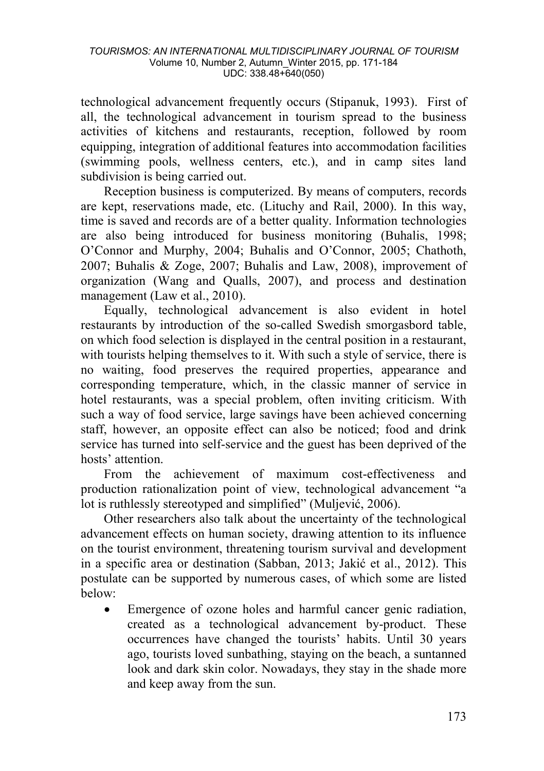technological advancement frequently occurs (Stipanuk, 1993). First of all, the technological advancement in tourism spread to the business activities of kitchens and restaurants, reception, followed by room equipping, integration of additional features into accommodation facilities (swimming pools, wellness centers, etc.), and in camp sites land subdivision is being carried out.

Reception business is computerized. By means of computers, records are kept, reservations made, etc. (Lituchy and Rail, 2000). In this way, time is saved and records are of a better quality. Information technologies are also being introduced for business monitoring (Buhalis, 1998; O'Connor and Murphy, 2004; Buhalis and O'Connor, 2005; Chathoth, 2007; Buhalis & Zoge, 2007; Buhalis and Law, 2008), improvement of organization (Wang and Qualls, 2007), and process and destination management (Law et al., 2010).

Equally, technological advancement is also evident in hotel restaurants by introduction of the so-called Swedish smorgasbord table, on which food selection is displayed in the central position in a restaurant, with tourists helping themselves to it. With such a style of service, there is no waiting, food preserves the required properties, appearance and corresponding temperature, which, in the classic manner of service in hotel restaurants, was a special problem, often inviting criticism. With such a way of food service, large savings have been achieved concerning staff, however, an opposite effect can also be noticed; food and drink service has turned into self-service and the guest has been deprived of the hosts' attention.

From the achievement of maximum cost-effectiveness and production rationalization point of view, technological advancement "a lot is ruthlessly stereotyped and simplified" (Muljević, 2006).

Other researchers also talk about the uncertainty of the technological advancement effects on human society, drawing attention to its influence on the tourist environment, threatening tourism survival and development in a specific area or destination (Sabban, 2013; Jakić et al., 2012). This postulate can be supported by numerous cases, of which some are listed below:

- Emergence of ozone holes and harmful cancer genic radiation, created as a technological advancement by-product. These occurrences have changed the tourists' habits. Until 30 years ago, tourists loved sunbathing, staying on the beach, a suntanned look and dark skin color. Nowadays, they stay in the shade more and keep away from the sun.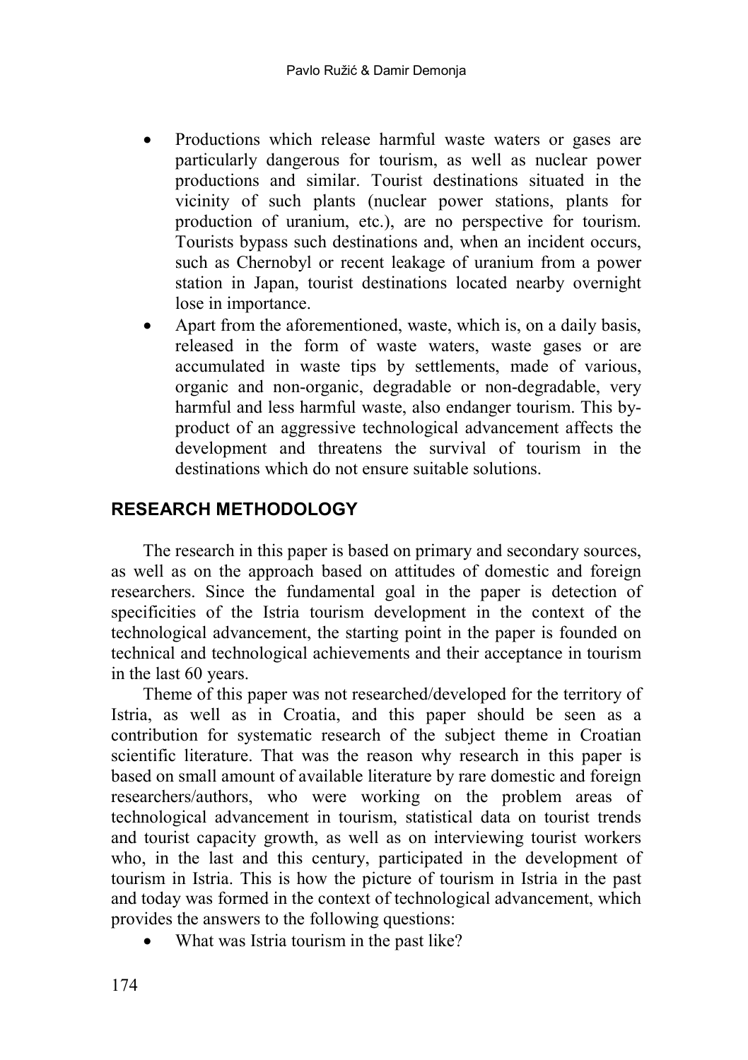- Productions which release harmful waste waters or gases are particularly dangerous for tourism, as well as nuclear power productions and similar. Tourist destinations situated in the vicinity of such plants (nuclear power stations, plants for production of uranium, etc.), are no perspective for tourism. Tourists bypass such destinations and, when an incident occurs, such as Chernobyl or recent leakage of uranium from a power station in Japan, tourist destinations located nearby overnight lose in importance.
- Apart from the aforementioned, waste, which is, on a daily basis, released in the form of waste waters, waste gases or are accumulated in waste tips by settlements, made of various, organic and non-organic, degradable or non-degradable, very harmful and less harmful waste, also endanger tourism. This by-product of an aggressive technological advancement affects the development and threatens the survival of tourism in the destinations which do not ensure suitable solutions.

## RESEARCH METHODOLOGY

The research in this paper is based on primary and secondary sources, as well as on the approach based on attitudes of domestic and foreign researchers. Since the fundamental goal in the paper is detection of specificities of the Istria tourism development in the context of the technological advancement, the starting point in the paper is founded on technical and technological achievements and their acceptance in tourism in the last 60 years.

Theme of this paper was not researched/developed for the territory of Istria, as well as in Croatia, and this paper should be seen as a contribution for systematic research of the subject theme in Croatian scientific literature. That was the reason why research in this paper is based on small amount of available literature by rare domestic and foreign researchers/authors, who were working on the problem areas of technological advancement in tourism, statistical data on tourist trends and tourist capacity growth, as well as on interviewing tourist workers who, in the last and this century, participated in the development of tourism in Istria. This is how the picture of tourism in Istria in the past and today was formed in the context of technological advancement, which provides the answers to the following questions:

- What was Istria tourism in the past like?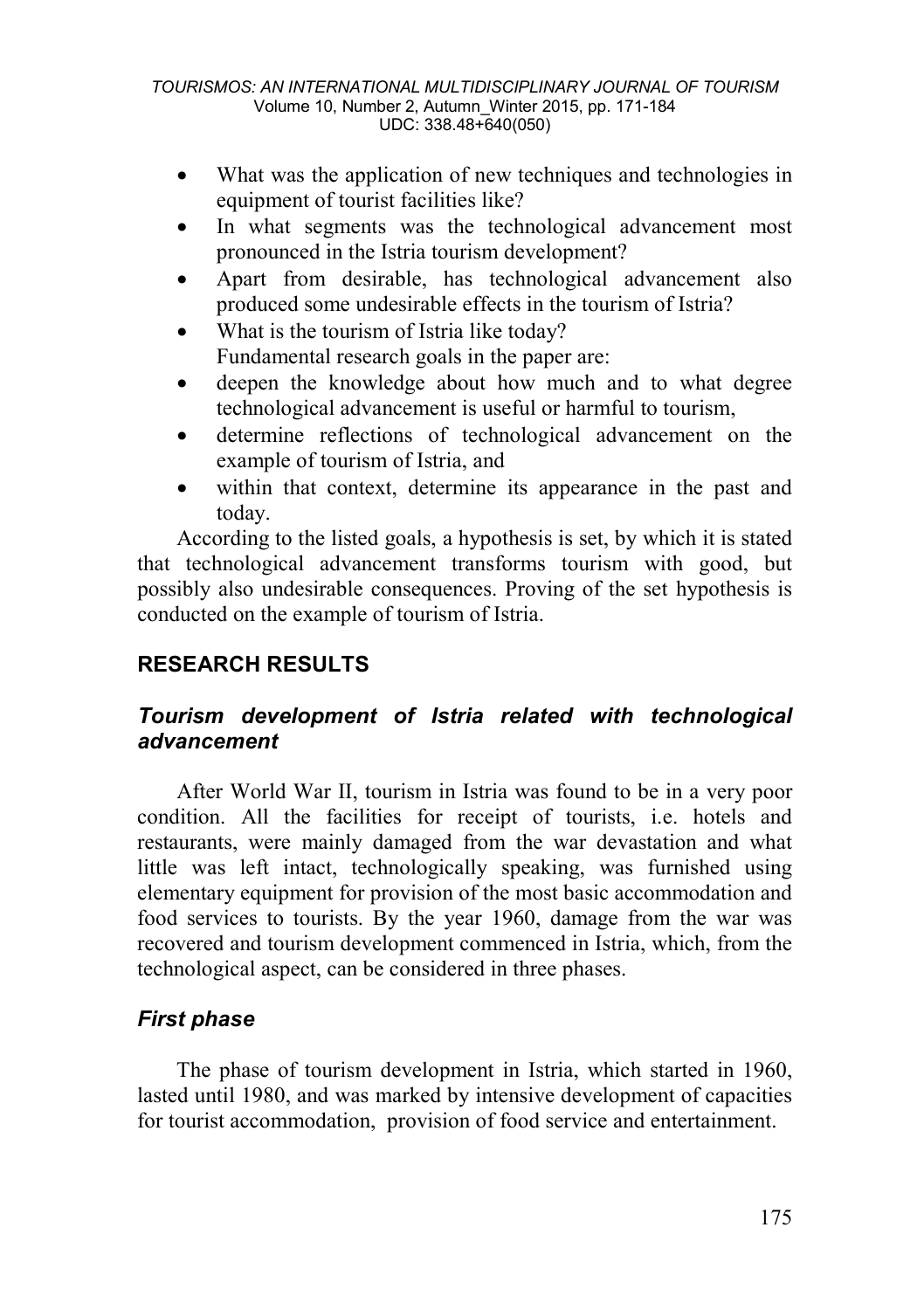- What was the application of new techniques and technologies in equipment of tourist facilities like?
- In what segments was the technological advancement most pronounced in the Istria tourism development?
- Apart from desirable, has technological advancement also produced some undesirable effects in the tourism of Istria?
- What is the tourism of Istria like today?

Fundamental research goals in the paper are:

- deepen the knowledge about how much and to what degree technological advancement is useful or harmful to tourism,
- determine reflections of technological advancement on the example of tourism of Istria, and
- within that context, determine its appearance in the past and today.

According to the listed goals, a hypothesis is set, by which it is stated that technological advancement transforms tourism with good, but possibly also undesirable consequences. Proving of the set hypothesis is conducted on the example of tourism of Istria.

## RESEARCH RESULTS

### *Tourism development of Istria related with technological advancement*

After World War II, tourism in Istria was found to be in a very poor condition. All the facilities for receipt of tourists, i.e. hotels and restaurants, were mainly damaged from the war devastation and what little was left intact, technologically speaking, was furnished using elementary equipment for provision of the most basic accommodation and food services to tourists. By the year 1960, damage from the war was recovered and tourism development commenced in Istria, which, from the technological aspect, can be considered in three phases.

### *First phase*

The phase of tourism development in Istria, which started in 1960, lasted until 1980, and was marked by intensive development of capacities for tourist accommodation, provision of food service and entertainment.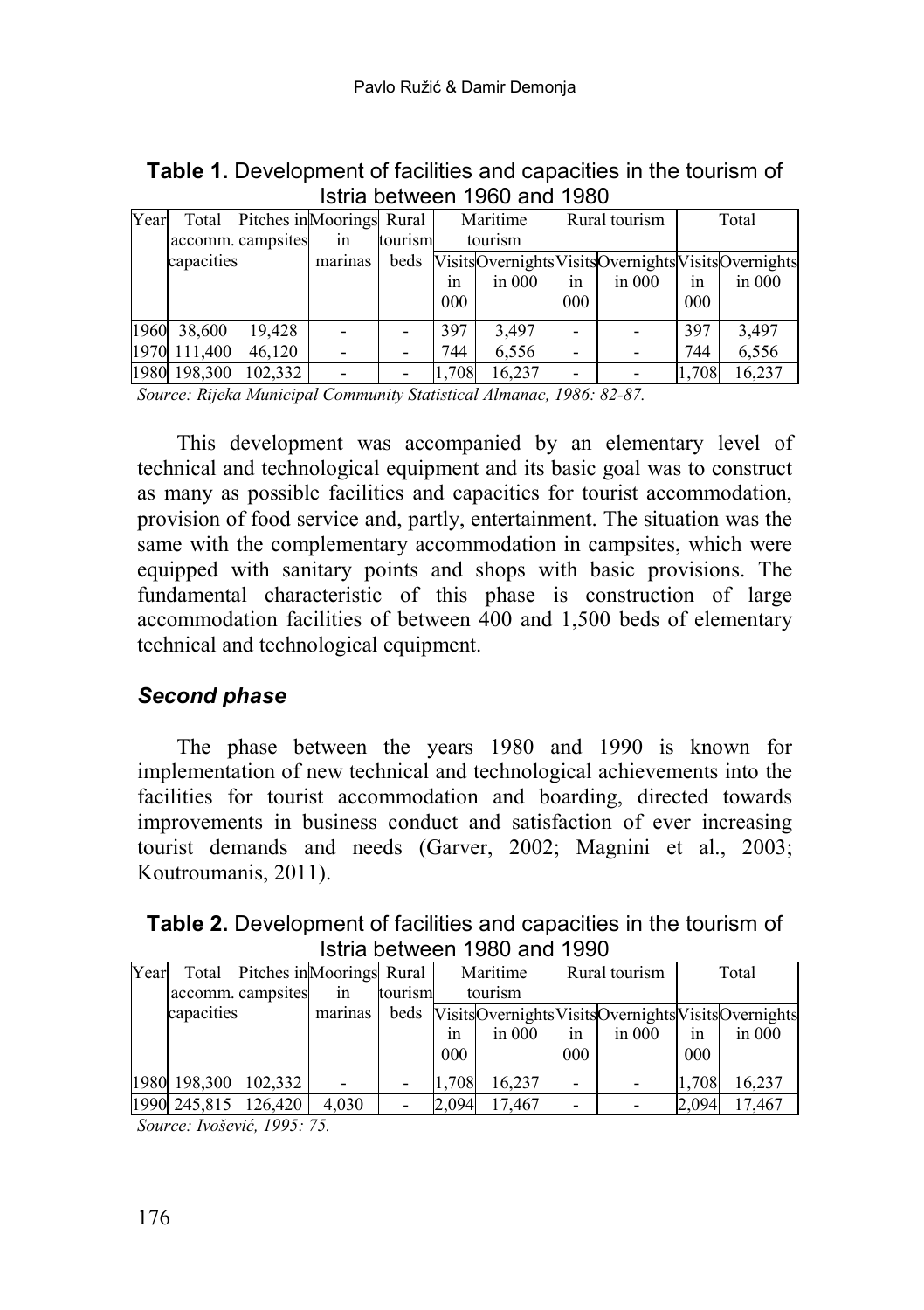**Table 1.** Development of facilities and capacities in the tourism of Istria between 1960 and 1980

| Year | Total accomm. capacities | Pitches in campsites | Moorings in marinas | Rural tourism beds | Maritime tourism | | Rural tourism | | Total | |
|---|---|---|---|---|---|---|---|---|---|---|
| | | | | | Visits in 000 | Overnights in 000 | Visits in 000 | Overnights in 000 | Visits in 000 | Overnights in 000 |
| 1960 | 38,600 | 19,428 | - | - | 397 | 3,497 | - | - | 397 | 3,497 |
| 1970 | 111,400 | 46,120 | - | - | 744 | 6,556 | - | - | 744 | 6,556 |
| 1980 | 198,300 | 102,332 | - | - | 1,708 | 16,237 | - | - | 1,708 | 16,237 |

*Source: Rijeka Municipal Community Statistical Almanac, 1986: 82-87.*

This development was accompanied by an elementary level of technical and technological equipment and its basic goal was to construct as many as possible facilities and capacities for tourist accommodation, provision of food service and, partly, entertainment. The situation was the same with the complementary accommodation in campsites, which were equipped with sanitary points and shops with basic provisions. The fundamental characteristic of this phase is construction of large accommodation facilities of between 400 and 1,500 beds of elementary technical and technological equipment.

### *Second phase*

The phase between the years 1980 and 1990 is known for implementation of new technical and technological achievements into the facilities for tourist accommodation and boarding, directed towards improvements in business conduct and satisfaction of ever increasing tourist demands and needs (Garver, 2002; Magnini et al., 2003; Koutroumanis, 2011).

**Table 2.** Development of facilities and capacities in the tourism of Istria between 1980 and 1990

| Year | Total accomm. capacities | Pitches in campsites | Moorings in marinas | Rural tourism beds | Maritime tourism | | Rural tourism | | Total | |
|---|---|---|---|---|---|---|---|---|---|---|
| | | | | | Visits in 000 | Overnights in 000 | Visits in 000 | Overnights in 000 | Visits in 000 | Overnights in 000 |
| 1980 | 198,300 | 102,332 | - | - | 1,708 | 16,237 | - | - | 1,708 | 16,237 |
| 1990 | 245,815 | 126,420 | 4,030 | - | 2,094 | 17,467 | - | - | 2,094 | 17,467 |

*Source: Ivošević, 1995: 75.*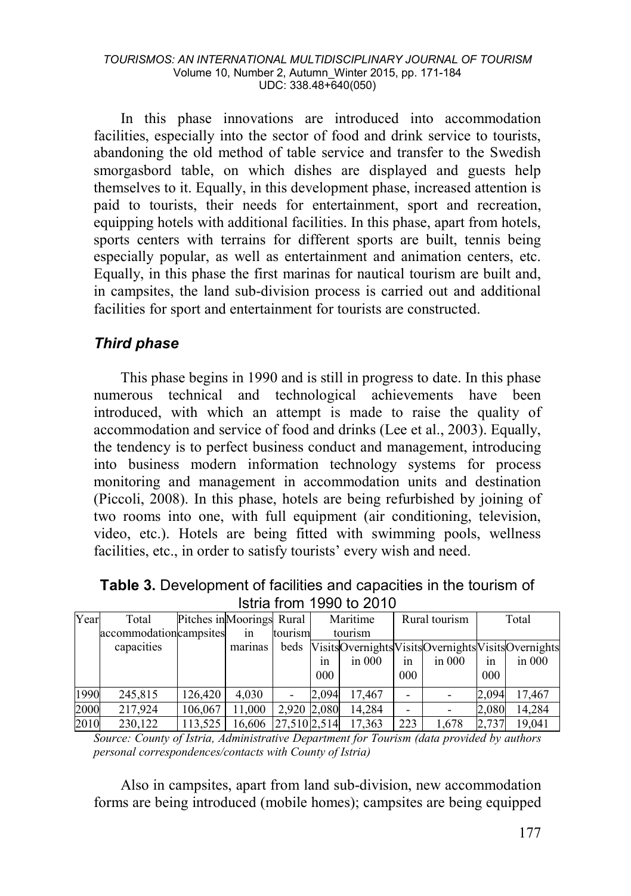In this phase innovations are introduced into accommodation facilities, especially into the sector of food and drink service to tourists, abandoning the old method of table service and transfer to the Swedish smorgasbord table, on which dishes are displayed and guests help themselves to it. Equally, in this development phase, increased attention is paid to tourists, their needs for entertainment, sport and recreation, equipping hotels with additional facilities. In this phase, apart from hotels, sports centers with terrains for different sports are built, tennis being especially popular, as well as entertainment and animation centers, etc. Equally, in this phase the first marinas for nautical tourism are built and, in campsites, the land sub-division process is carried out and additional facilities for sport and entertainment for tourists are constructed.

### *Third phase*

This phase begins in 1990 and is still in progress to date. In this phase numerous technical and technological achievements have been introduced, with which an attempt is made to raise the quality of accommodation and service of food and drinks (Lee et al., 2003). Equally, the tendency is to perfect business conduct and management, introducing into business modern information technology systems for process monitoring and management in accommodation units and destination (Piccoli, 2008). In this phase, hotels are being refurbished by joining of two rooms into one, with full equipment (air conditioning, television, video, etc.). Hotels are being fitted with swimming pools, wellness facilities, etc., in order to satisfy tourists' every wish and need.

**Table 3.** Development of facilities and capacities in the tourism of Istria from 1990 to 2010

| Year | Total accommodation capacities | Pitches in campsites | Moorings in marinas | Rural tourism beds | Maritime tourism | | Rural tourism | | Total | |
|---|---|---|---|---|---|---|---|---|---|---|
| | | | | | Visits in 000 | Overnights in 000 | Visits in 000 | Overnights in 000 | Visits in 000 | Overnights in 000 |
| 1990 | 245,815 | 126,420 | 4,030 | - | 2,094 | 17,467 | - | - | 2,094 | 17,467 |
| 2000 | 217,924 | 106,067 | 11,000 | 2,920 | 2,080 | 14,284 | - | - | 2,080 | 14,284 |
| 2010 | 230,122 | 113,525 | 16,606 | 27,510 | 2,514 | 17,363 | 223 | 1,678 | 2,737 | 19,041 |

*Source: County of Istria, Administrative Department for Tourism (data provided by authors personal correspondences/contacts with County of Istria)*

Also in campsites, apart from land sub-division, new accommodation forms are being introduced (mobile homes); campsites are being equipped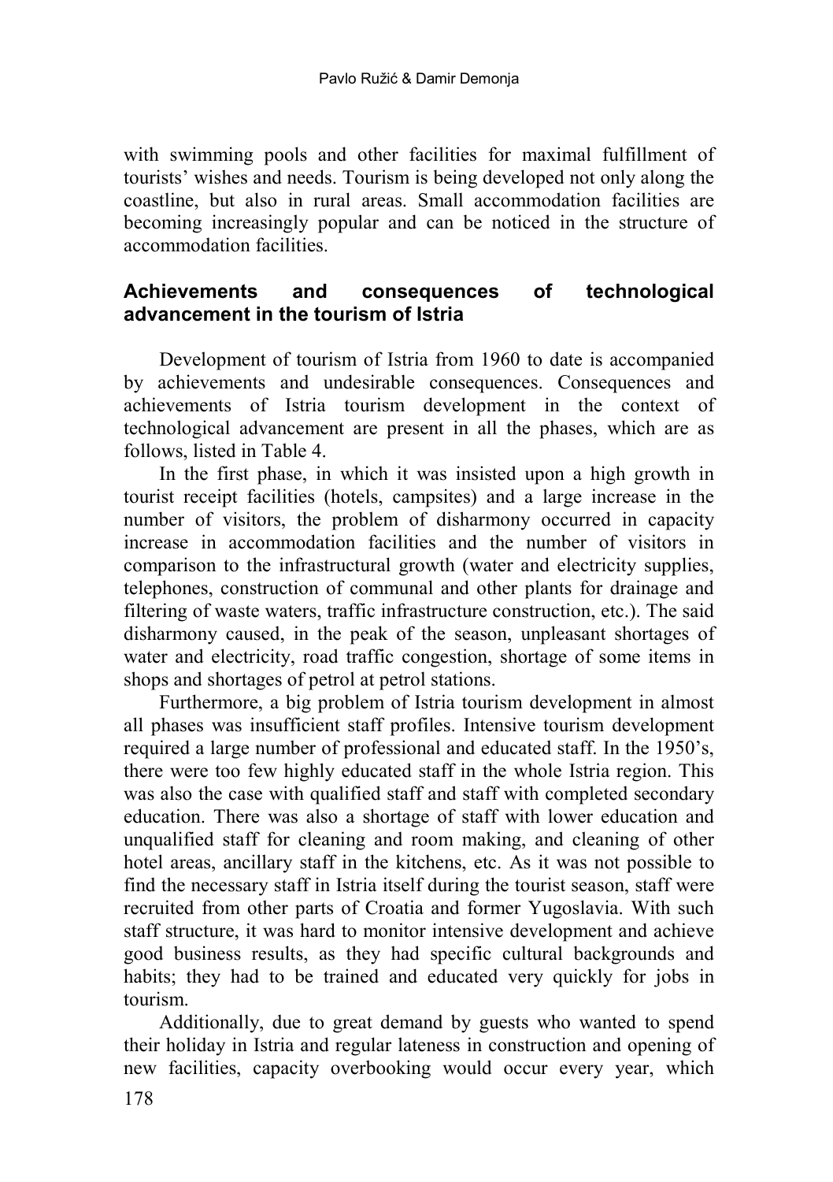with swimming pools and other facilities for maximal fulfillment of tourists' wishes and needs. Tourism is being developed not only along the coastline, but also in rural areas. Small accommodation facilities are becoming increasingly popular and can be noticed in the structure of accommodation facilities.

## Achievements and consequences of technological advancement in the tourism of Istria

Development of tourism of Istria from 1960 to date is accompanied by achievements and undesirable consequences. Consequences and achievements of Istria tourism development in the context of technological advancement are present in all the phases, which are as follows, listed in Table 4.

In the first phase, in which it was insisted upon a high growth in tourist receipt facilities (hotels, campsites) and a large increase in the number of visitors, the problem of disharmony occurred in capacity increase in accommodation facilities and the number of visitors in comparison to the infrastructural growth (water and electricity supplies, telephones, construction of communal and other plants for drainage and filtering of waste waters, traffic infrastructure construction, etc.). The said disharmony caused, in the peak of the season, unpleasant shortages of water and electricity, road traffic congestion, shortage of some items in shops and shortages of petrol at petrol stations.

Furthermore, a big problem of Istria tourism development in almost all phases was insufficient staff profiles. Intensive tourism development required a large number of professional and educated staff. In the 1950's, there were too few highly educated staff in the whole Istria region. This was also the case with qualified staff and staff with completed secondary education. There was also a shortage of staff with lower education and unqualified staff for cleaning and room making, and cleaning of other hotel areas, ancillary staff in the kitchens, etc. As it was not possible to find the necessary staff in Istria itself during the tourist season, staff were recruited from other parts of Croatia and former Yugoslavia. With such staff structure, it was hard to monitor intensive development and achieve good business results, as they had specific cultural backgrounds and habits; they had to be trained and educated very quickly for jobs in tourism.

Additionally, due to great demand by guests who wanted to spend their holiday in Istria and regular lateness in construction and opening of new facilities, capacity overbooking would occur every year, which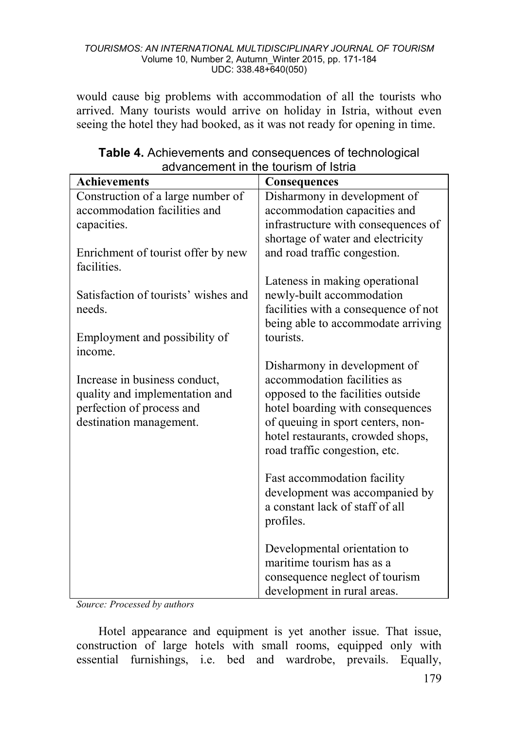would cause big problems with accommodation of all the tourists who arrived. Many tourists would arrive on holiday in Istria, without even seeing the hotel they had booked, as it was not ready for opening in time.

**Table 4.** Achievements and consequences of technological advancement in the tourism of Istria

| Achievements | Consequences |
|---|---|
| Construction of a large number of accommodation facilities and capacities. | Disharmony in development of accommodation capacities and infrastructure with consequences of shortage of water and electricity and road traffic congestion. |
| Enrichment of tourist offer by new facilities. | Lateness in making operational newly-built accommodation facilities with a consequence of not being able to accommodate arriving tourists. |
| Satisfaction of tourists' wishes and needs. | Disharmony in development of accommodation facilities as opposed to the facilities outside hotel boarding with consequences of queuing in sport centers, non-hotel restaurants, crowded shops, road traffic congestion, etc. |
| Employment and possibility of income. | Fast accommodation facility development was accompanied by a constant lack of staff of all profiles. |
| Increase in business conduct, quality and implementation and perfection of process and destination management. | Developmental orientation to maritime tourism has as a consequence neglect of tourism development in rural areas. |

*Source: Processed by authors*

Hotel appearance and equipment is yet another issue. That issue, construction of large hotels with small rooms, equipped only with essential furnishings, i.e. bed and wardrobe, prevails. Equally,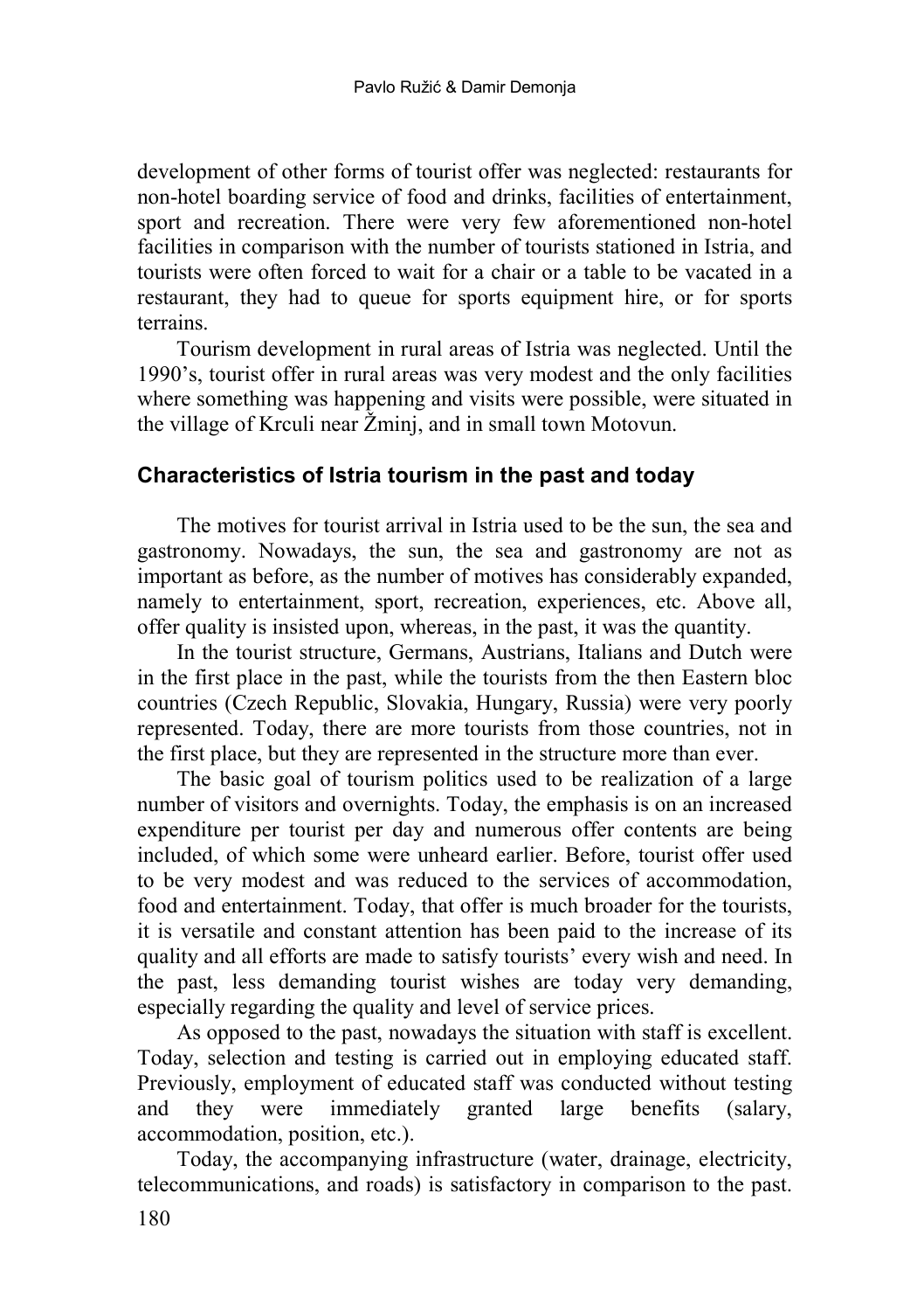development of other forms of tourist offer was neglected: restaurants for non-hotel boarding service of food and drinks, facilities of entertainment, sport and recreation. There were very few aforementioned non-hotel facilities in comparison with the number of tourists stationed in Istria, and tourists were often forced to wait for a chair or a table to be vacated in a restaurant, they had to queue for sports equipment hire, or for sports terrains.

Tourism development in rural areas of Istria was neglected. Until the 1990's, tourist offer in rural areas was very modest and the only facilities where something was happening and visits were possible, were situated in the village of Krculi near Žminj, and in small town Motovun.

## Characteristics of Istria tourism in the past and today

The motives for tourist arrival in Istria used to be the sun, the sea and gastronomy. Nowadays, the sun, the sea and gastronomy are not as important as before, as the number of motives has considerably expanded, namely to entertainment, sport, recreation, experiences, etc. Above all, offer quality is insisted upon, whereas, in the past, it was the quantity.

In the tourist structure, Germans, Austrians, Italians and Dutch were in the first place in the past, while the tourists from the then Eastern bloc countries (Czech Republic, Slovakia, Hungary, Russia) were very poorly represented. Today, there are more tourists from those countries, not in the first place, but they are represented in the structure more than ever.

The basic goal of tourism politics used to be realization of a large number of visitors and overnights. Today, the emphasis is on an increased expenditure per tourist per day and numerous offer contents are being included, of which some were unheard earlier. Before, tourist offer used to be very modest and was reduced to the services of accommodation, food and entertainment. Today, that offer is much broader for the tourists, it is versatile and constant attention has been paid to the increase of its quality and all efforts are made to satisfy tourists' every wish and need. In the past, less demanding tourist wishes are today very demanding, especially regarding the quality and level of service prices.

As opposed to the past, nowadays the situation with staff is excellent. Today, selection and testing is carried out in employing educated staff. Previously, employment of educated staff was conducted without testing and they were immediately granted large benefits (salary, accommodation, position, etc.).

Today, the accompanying infrastructure (water, drainage, electricity, telecommunications, and roads) is satisfactory in comparison to the past.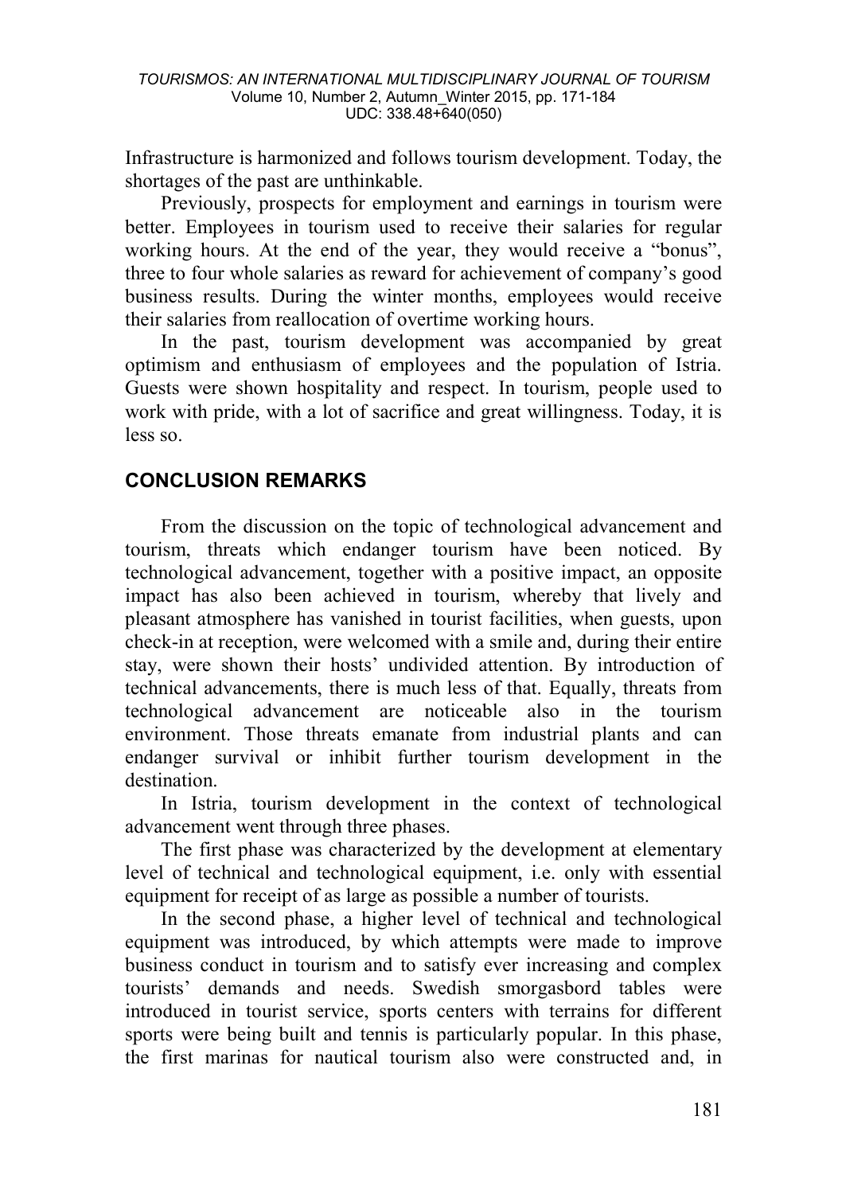Infrastructure is harmonized and follows tourism development. Today, the shortages of the past are unthinkable.

Previously, prospects for employment and earnings in tourism were better. Employees in tourism used to receive their salaries for regular working hours. At the end of the year, they would receive a "bonus", three to four whole salaries as reward for achievement of company's good business results. During the winter months, employees would receive their salaries from reallocation of overtime working hours.

In the past, tourism development was accompanied by great optimism and enthusiasm of employees and the population of Istria. Guests were shown hospitality and respect. In tourism, people used to work with pride, with a lot of sacrifice and great willingness. Today, it is less so.

## CONCLUSION REMARKS

From the discussion on the topic of technological advancement and tourism, threats which endanger tourism have been noticed. By technological advancement, together with a positive impact, an opposite impact has also been achieved in tourism, whereby that lively and pleasant atmosphere has vanished in tourist facilities, when guests, upon check-in at reception, were welcomed with a smile and, during their entire stay, were shown their hosts' undivided attention. By introduction of technical advancements, there is much less of that. Equally, threats from technological advancement are noticeable also in the tourism environment. Those threats emanate from industrial plants and can endanger survival or inhibit further tourism development in the destination.

In Istria, tourism development in the context of technological advancement went through three phases.

The first phase was characterized by the development at elementary level of technical and technological equipment, i.e. only with essential equipment for receipt of as large as possible a number of tourists.

In the second phase, a higher level of technical and technological equipment was introduced, by which attempts were made to improve business conduct in tourism and to satisfy ever increasing and complex tourists' demands and needs. Swedish smorgasbord tables were introduced in tourist service, sports centers with terrains for different sports were being built and tennis is particularly popular. In this phase, the first marinas for nautical tourism also were constructed and, in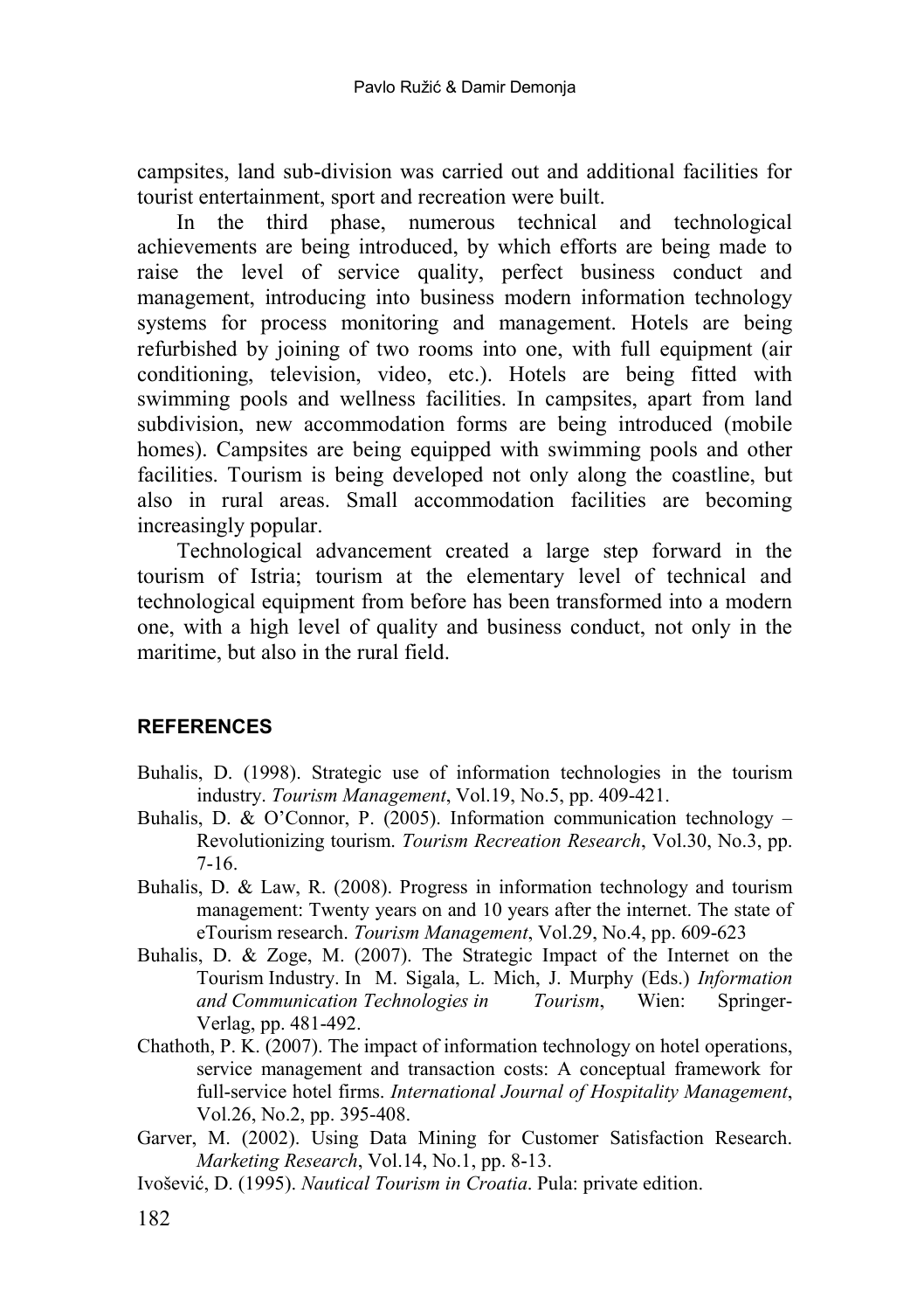campsites, land sub-division was carried out and additional facilities for tourist entertainment, sport and recreation were built.

In the third phase, numerous technical and technological achievements are being introduced, by which efforts are being made to raise the level of service quality, perfect business conduct and management, introducing into business modern information technology systems for process monitoring and management. Hotels are being refurbished by joining of two rooms into one, with full equipment (air conditioning, television, video, etc.). Hotels are being fitted with swimming pools and wellness facilities. In campsites, apart from land subdivision, new accommodation forms are being introduced (mobile homes). Campsites are being equipped with swimming pools and other facilities. Tourism is being developed not only along the coastline, but also in rural areas. Small accommodation facilities are becoming increasingly popular.

Technological advancement created a large step forward in the tourism of Istria; tourism at the elementary level of technical and technological equipment from before has been transformed into a modern one, with a high level of quality and business conduct, not only in the maritime, but also in the rural field.

## REFERENCES

Buhalis, D. (1998). Strategic use of information technologies in the tourism industry. *Tourism Management*, Vol.19, No.5, pp. 409-421.

Buhalis, D. & O'Connor, P. (2005). Information communication technology – Revolutionizing tourism. *Tourism Recreation Research*, Vol.30, No.3, pp. 7-16.

Buhalis, D. & Law, R. (2008). Progress in information technology and tourism management: Twenty years on and 10 years after the internet. The state of eTourism research. *Tourism Management*, Vol.29, No.4, pp. 609-623

Buhalis, D. & Zoge, M. (2007). The Strategic Impact of the Internet on the Tourism Industry. In M. Sigala, L. Mich, J. Murphy (Eds.) *Information and Communication Technologies in Tourism*, Wien: Springer-Verlag, pp. 481-492.

Chathoth, P. K. (2007). The impact of information technology on hotel operations, service management and transaction costs: A conceptual framework for full-service hotel firms. *International Journal of Hospitality Management*, Vol.26, No.2, pp. 395-408.

Garver, M. (2002). Using Data Mining for Customer Satisfaction Research. *Marketing Research*, Vol.14, No.1, pp. 8-13.

Ivošević, D. (1995). *Nautical Tourism in Croatia*. Pula: private edition.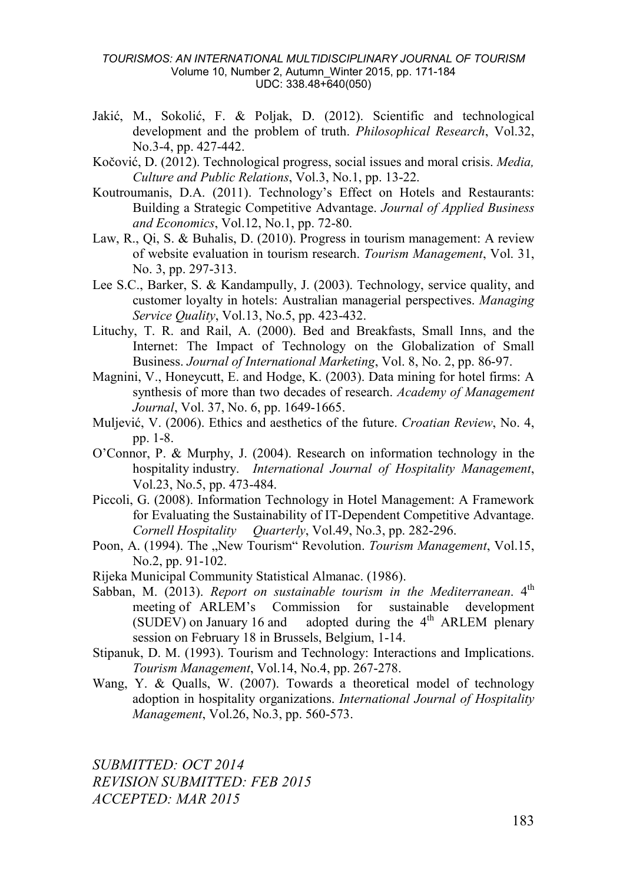Jakić, M., Sokolić, F. & Poljak, D. (2012). Scientific and technological development and the problem of truth. *Philosophical Research*, Vol.32, No.3-4, pp. 427-442.

Kočović, D. (2012). Technological progress, social issues and moral crisis. *Media, Culture and Public Relations*, Vol.3, No.1, pp. 13-22.

Koutroumanis, D.A. (2011). Technology's Effect on Hotels and Restaurants: Building a Strategic Competitive Advantage. *Journal of Applied Business and Economics*, Vol.12, No.1, pp. 72-80.

Law, R., Qi, S. & Buhalis, D. (2010). Progress in tourism management: A review of website evaluation in tourism research. *Tourism Management*, Vol. 31, No. 3, pp. 297-313.

Lee S.C., Barker, S. & Kandampully, J. (2003). Technology, service quality, and customer loyalty in hotels: Australian managerial perspectives. *Managing Service Quality*, Vol.13, No.5, pp. 423-432.

Lituchy, T. R. and Rail, A. (2000). Bed and Breakfasts, Small Inns, and the Internet: The Impact of Technology on the Globalization of Small Business. *Journal of International Marketing*, Vol. 8, No. 2, pp. 86-97.

Magnini, V., Honeycutt, E. and Hodge, K. (2003). Data mining for hotel firms: A synthesis of more than two decades of research. *Academy of Management Journal*, Vol. 37, No. 6, pp. 1649-1665.

Muljević, V. (2006). Ethics and aesthetics of the future. *Croatian Review*, No. 4, pp. 1-8.

O'Connor, P. & Murphy, J. (2004). Research on information technology in the hospitality industry. *International Journal of Hospitality Management*, Vol.23, No.5, pp. 473-484.

Piccoli, G. (2008). Information Technology in Hotel Management: A Framework for Evaluating the Sustainability of IT-Dependent Competitive Advantage. *Cornell Hospitality Quarterly*, Vol.49, No.3, pp. 282-296.

Poon, A. (1994). The „New Tourism" Revolution. *Tourism Management*, Vol.15, No.2, pp. 91-102.

Rijeka Municipal Community Statistical Almanac. (1986).

Sabban, M. (2013). *Report on sustainable tourism in the Mediterranean*. 4th meeting of ARLEM's Commission for sustainable development (SUDEV) on January 16 and adopted during the 4th ARLEM plenary session on February 18 in Brussels, Belgium, 1-14.

Stipanuk, D. M. (1993). Tourism and Technology: Interactions and Implications. *Tourism Management*, Vol.14, No.4, pp. 267-278.

Wang, Y. & Qualls, W. (2007). Towards a theoretical model of technology adoption in hospitality organizations. *International Journal of Hospitality Management*, Vol.26, No.3, pp. 560-573.

*SUBMITTED: OCT 2014*
*REVISION SUBMITTED: FEB 2015*
*ACCEPTED: MAR 2015*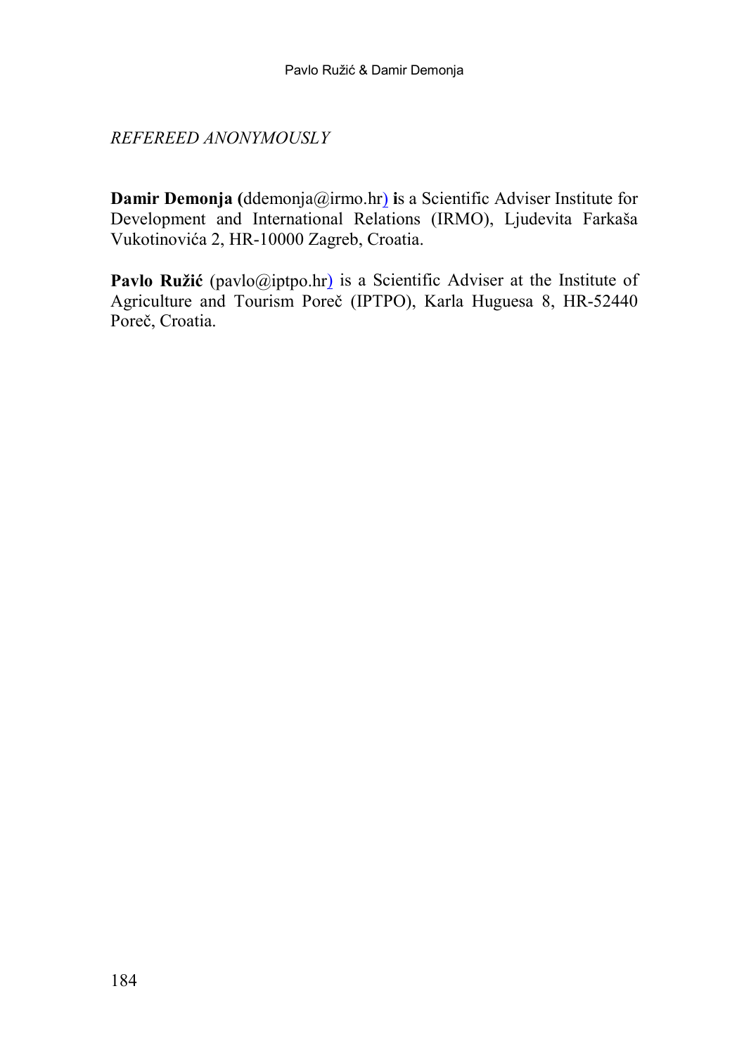*REFEREED ANONYMOUSLY*

**Damir Demonja (**ddemonja@irmo.hr) **i**s a Scientific Adviser Institute for Development and International Relations (IRMO), Ljudevita Farkaša Vukotinovića 2, HR-10000 Zagreb, Croatia.

**Pavlo Ružić** (pavlo@iptpo.hr) is a Scientific Adviser at the Institute of Agriculture and Tourism Poreč (IPTPO), Karla Huguesa 8, HR-52440 Poreč, Croatia.